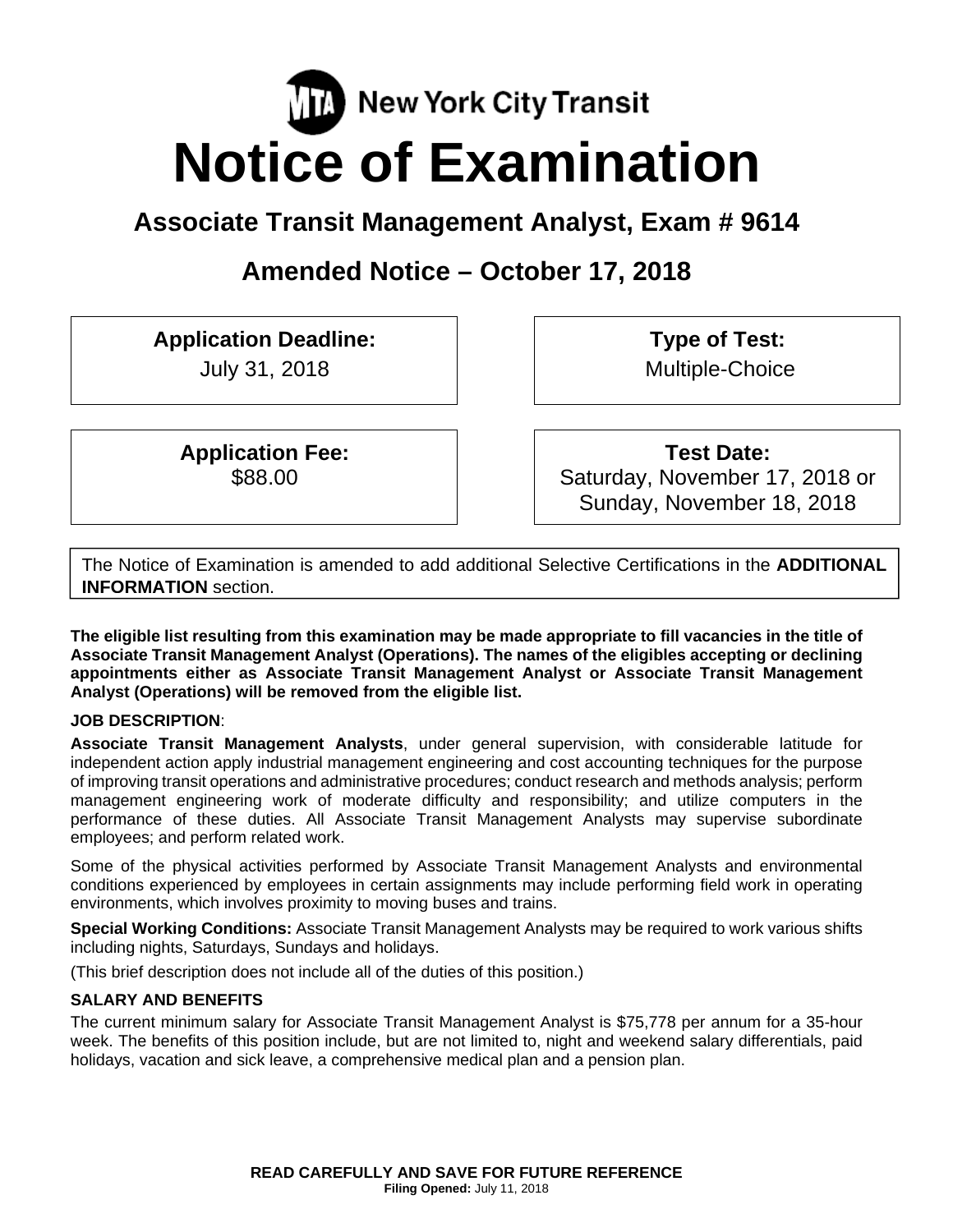MTA New York City Transit

# Notice of Examination

## Associate Transit Management Analyst, Exam # 9614

## Amended Notice – October 17, 2018

| **Application Deadline:** | **Type of Test:** |
|---|---|
| July 31, 2018 | Multiple-Choice |
| **Application Fee:** | **Test Date:** |
| $88.00 | Saturday, November 17, 2018 or Sunday, November 18, 2018 |

The Notice of Examination is amended to add additional Selective Certifications in the **ADDITIONAL INFORMATION** section.

**The eligible list resulting from this examination may be made appropriate to fill vacancies in the title of Associate Transit Management Analyst (Operations). The names of the eligibles accepting or declining appointments either as Associate Transit Management Analyst or Associate Transit Management Analyst (Operations) will be removed from the eligible list.**

**JOB DESCRIPTION**:

**Associate Transit Management Analysts**, under general supervision, with considerable latitude for independent action apply industrial management engineering and cost accounting techniques for the purpose of improving transit operations and administrative procedures; conduct research and methods analysis; perform management engineering work of moderate difficulty and responsibility; and utilize computers in the performance of these duties. All Associate Transit Management Analysts may supervise subordinate employees; and perform related work.

Some of the physical activities performed by Associate Transit Management Analysts and environmental conditions experienced by employees in certain assignments may include performing field work in operating environments, which involves proximity to moving buses and trains.

**Special Working Conditions:** Associate Transit Management Analysts may be required to work various shifts including nights, Saturdays, Sundays and holidays.

(This brief description does not include all of the duties of this position.)

**SALARY AND BENEFITS**

The current minimum salary for Associate Transit Management Analyst is $75,778 per annum for a 35-hour week. The benefits of this position include, but are not limited to, night and weekend salary differentials, paid holidays, vacation and sick leave, a comprehensive medical plan and a pension plan.

**READ CAREFULLY AND SAVE FOR FUTURE REFERENCE**

**Filing Opened:** July 11, 2018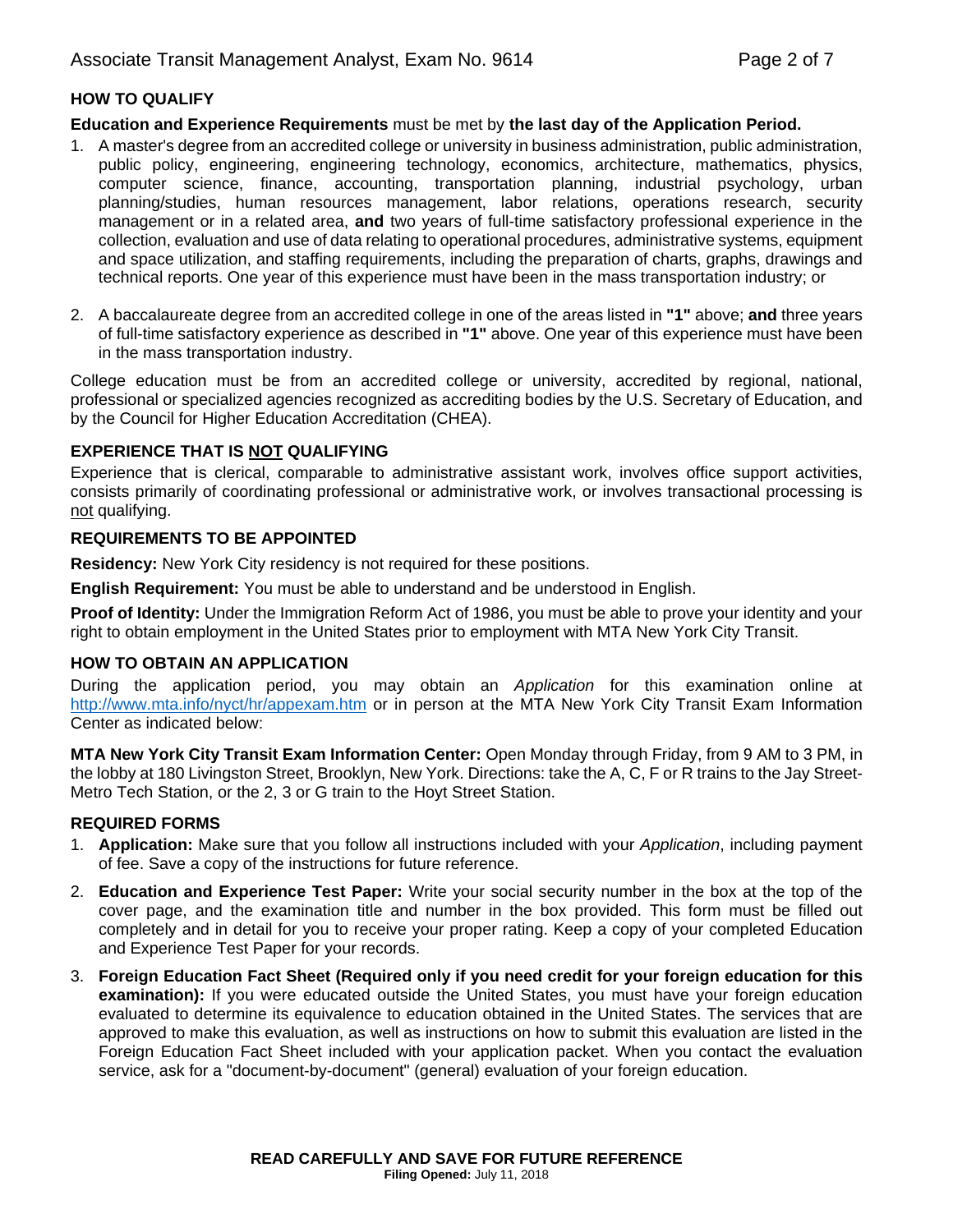## HOW TO QUALIFY

**Education and Experience Requirements** must be met by **the last day of the Application Period.**

1. A master's degree from an accredited college or university in business administration, public administration, public policy, engineering, engineering technology, economics, architecture, mathematics, physics, computer science, finance, accounting, transportation planning, industrial psychology, urban planning/studies, human resources management, labor relations, operations research, security management or in a related area, **and** two years of full-time satisfactory professional experience in the collection, evaluation and use of data relating to operational procedures, administrative systems, equipment and space utilization, and staffing requirements, including the preparation of charts, graphs, drawings and technical reports. One year of this experience must have been in the mass transportation industry; or

2. A baccalaureate degree from an accredited college in one of the areas listed in **"1"** above; **and** three years of full-time satisfactory experience as described in **"1"** above. One year of this experience must have been in the mass transportation industry.

College education must be from an accredited college or university, accredited by regional, national, professional or specialized agencies recognized as accrediting bodies by the U.S. Secretary of Education, and by the Council for Higher Education Accreditation (CHEA).

## EXPERIENCE THAT IS NOT QUALIFYING

Experience that is clerical, comparable to administrative assistant work, involves office support activities, consists primarily of coordinating professional or administrative work, or involves transactional processing is not qualifying.

## REQUIREMENTS TO BE APPOINTED

**Residency:** New York City residency is not required for these positions.

**English Requirement:** You must be able to understand and be understood in English.

**Proof of Identity:** Under the Immigration Reform Act of 1986, you must be able to prove your identity and your right to obtain employment in the United States prior to employment with MTA New York City Transit.

## HOW TO OBTAIN AN APPLICATION

During the application period, you may obtain an *Application* for this examination online at http://www.mta.info/nyct/hr/appexam.htm or in person at the MTA New York City Transit Exam Information Center as indicated below:

**MTA New York City Transit Exam Information Center:** Open Monday through Friday, from 9 AM to 3 PM, in the lobby at 180 Livingston Street, Brooklyn, New York. Directions: take the A, C, F or R trains to the Jay Street-Metro Tech Station, or the 2, 3 or G train to the Hoyt Street Station.

## REQUIRED FORMS

1. **Application:** Make sure that you follow all instructions included with your *Application*, including payment of fee. Save a copy of the instructions for future reference.

2. **Education and Experience Test Paper:** Write your social security number in the box at the top of the cover page, and the examination title and number in the box provided. This form must be filled out completely and in detail for you to receive your proper rating. Keep a copy of your completed Education and Experience Test Paper for your records.

3. **Foreign Education Fact Sheet (Required only if you need credit for your foreign education for this examination):** If you were educated outside the United States, you must have your foreign education evaluated to determine its equivalence to education obtained in the United States. The services that are approved to make this evaluation, as well as instructions on how to submit this evaluation are listed in the Foreign Education Fact Sheet included with your application packet. When you contact the evaluation service, ask for a "document-by-document" (general) evaluation of your foreign education.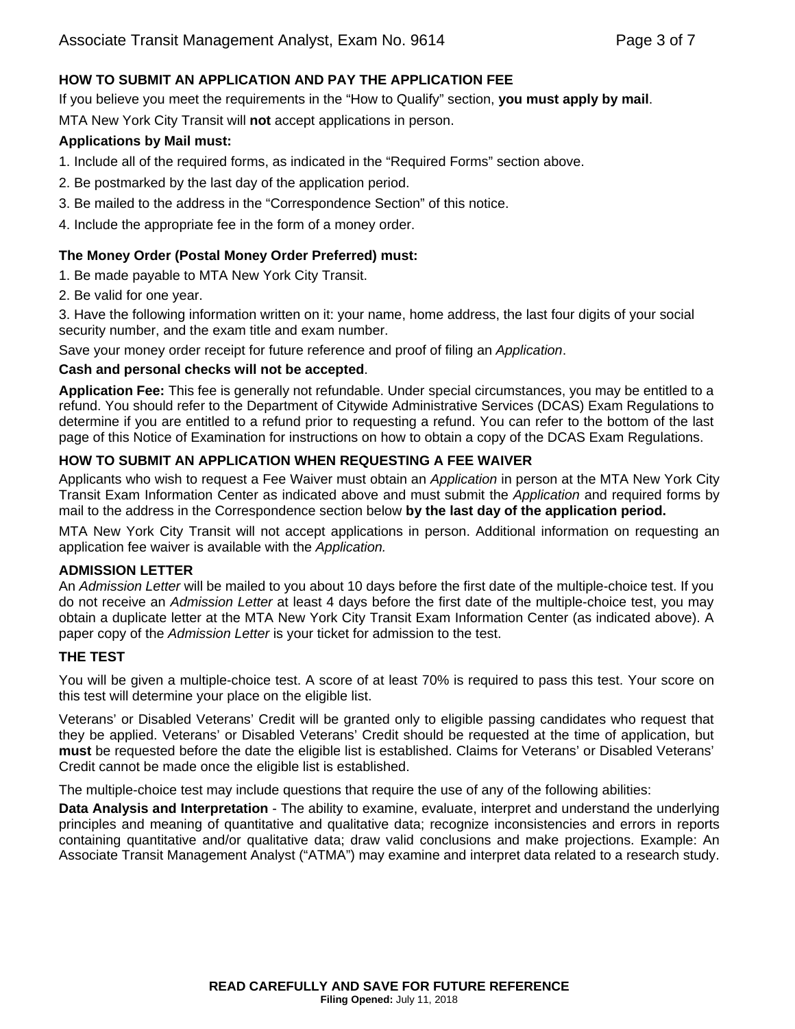## HOW TO SUBMIT AN APPLICATION AND PAY THE APPLICATION FEE

If you believe you meet the requirements in the "How to Qualify" section, **you must apply by mail**.

MTA New York City Transit will **not** accept applications in person.

**Applications by Mail must:**

1. Include all of the required forms, as indicated in the "Required Forms" section above.
2. Be postmarked by the last day of the application period.
3. Be mailed to the address in the "Correspondence Section" of this notice.
4. Include the appropriate fee in the form of a money order.

**The Money Order (Postal Money Order Preferred) must:**

1. Be made payable to MTA New York City Transit.
2. Be valid for one year.
3. Have the following information written on it: your name, home address, the last four digits of your social security number, and the exam title and exam number.

Save your money order receipt for future reference and proof of filing an *Application*.

**Cash and personal checks will not be accepted**.

**Application Fee:** This fee is generally not refundable. Under special circumstances, you may be entitled to a refund. You should refer to the Department of Citywide Administrative Services (DCAS) Exam Regulations to determine if you are entitled to a refund prior to requesting a refund. You can refer to the bottom of the last page of this Notice of Examination for instructions on how to obtain a copy of the DCAS Exam Regulations.

## HOW TO SUBMIT AN APPLICATION WHEN REQUESTING A FEE WAIVER

Applicants who wish to request a Fee Waiver must obtain an *Application* in person at the MTA New York City Transit Exam Information Center as indicated above and must submit the *Application* and required forms by mail to the address in the Correspondence section below **by the last day of the application period.**

MTA New York City Transit will not accept applications in person. Additional information on requesting an application fee waiver is available with the *Application.*

## ADMISSION LETTER

An *Admission Letter* will be mailed to you about 10 days before the first date of the multiple-choice test. If you do not receive an *Admission Letter* at least 4 days before the first date of the multiple-choice test, you may obtain a duplicate letter at the MTA New York City Transit Exam Information Center (as indicated above). A paper copy of the *Admission Letter* is your ticket for admission to the test.

## THE TEST

You will be given a multiple-choice test. A score of at least 70% is required to pass this test. Your score on this test will determine your place on the eligible list.

Veterans' or Disabled Veterans' Credit will be granted only to eligible passing candidates who request that they be applied. Veterans' or Disabled Veterans' Credit should be requested at the time of application, but **must** be requested before the date the eligible list is established. Claims for Veterans' or Disabled Veterans' Credit cannot be made once the eligible list is established.

The multiple-choice test may include questions that require the use of any of the following abilities:

**Data Analysis and Interpretation** - The ability to examine, evaluate, interpret and understand the underlying principles and meaning of quantitative and qualitative data; recognize inconsistencies and errors in reports containing quantitative and/or qualitative data; draw valid conclusions and make projections. Example: An Associate Transit Management Analyst ("ATMA") may examine and interpret data related to a research study.

**READ CAREFULLY AND SAVE FOR FUTURE REFERENCE**

**Filing Opened:** July 11, 2018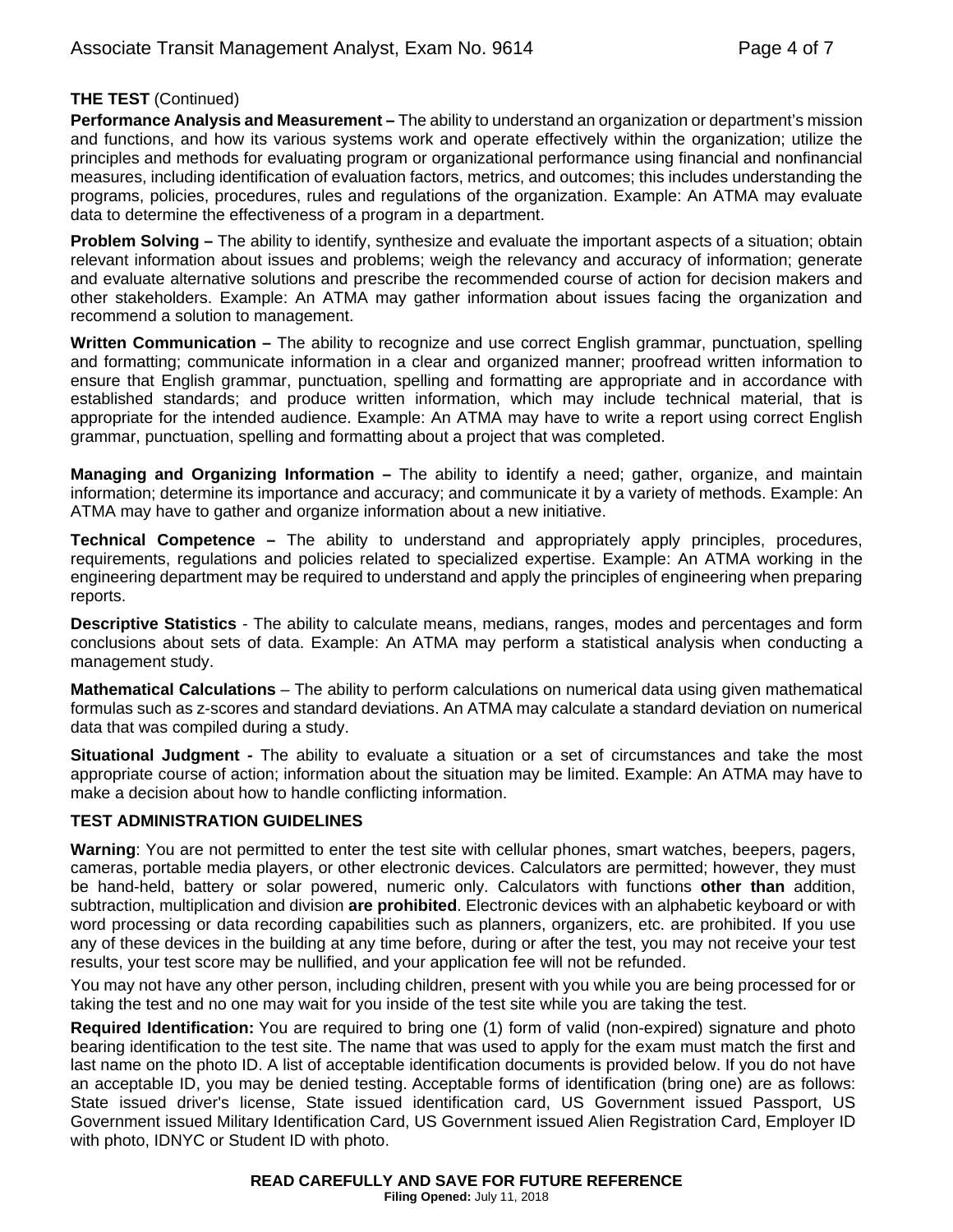**THE TEST** (Continued)

**Performance Analysis and Measurement –** The ability to understand an organization or department's mission and functions, and how its various systems work and operate effectively within the organization; utilize the principles and methods for evaluating program or organizational performance using financial and nonfinancial measures, including identification of evaluation factors, metrics, and outcomes; this includes understanding the programs, policies, procedures, rules and regulations of the organization. Example: An ATMA may evaluate data to determine the effectiveness of a program in a department.

**Problem Solving –** The ability to identify, synthesize and evaluate the important aspects of a situation; obtain relevant information about issues and problems; weigh the relevancy and accuracy of information; generate and evaluate alternative solutions and prescribe the recommended course of action for decision makers and other stakeholders. Example: An ATMA may gather information about issues facing the organization and recommend a solution to management.

**Written Communication –** The ability to recognize and use correct English grammar, punctuation, spelling and formatting; communicate information in a clear and organized manner; proofread written information to ensure that English grammar, punctuation, spelling and formatting are appropriate and in accordance with established standards; and produce written information, which may include technical material, that is appropriate for the intended audience. Example: An ATMA may have to write a report using correct English grammar, punctuation, spelling and formatting about a project that was completed.

**Managing and Organizing Information –** The ability to identify a need; gather, organize, and maintain information; determine its importance and accuracy; and communicate it by a variety of methods. Example: An ATMA may have to gather and organize information about a new initiative.

**Technical Competence –** The ability to understand and appropriately apply principles, procedures, requirements, regulations and policies related to specialized expertise. Example: An ATMA working in the engineering department may be required to understand and apply the principles of engineering when preparing reports.

**Descriptive Statistics** - The ability to calculate means, medians, ranges, modes and percentages and form conclusions about sets of data. Example: An ATMA may perform a statistical analysis when conducting a management study.

**Mathematical Calculations** – The ability to perform calculations on numerical data using given mathematical formulas such as z-scores and standard deviations. An ATMA may calculate a standard deviation on numerical data that was compiled during a study.

**Situational Judgment -** The ability to evaluate a situation or a set of circumstances and take the most appropriate course of action; information about the situation may be limited. Example: An ATMA may have to make a decision about how to handle conflicting information.

**TEST ADMINISTRATION GUIDELINES**

**Warning**: You are not permitted to enter the test site with cellular phones, smart watches, beepers, pagers, cameras, portable media players, or other electronic devices. Calculators are permitted; however, they must be hand-held, battery or solar powered, numeric only. Calculators with functions **other than** addition, subtraction, multiplication and division **are prohibited**. Electronic devices with an alphabetic keyboard or with word processing or data recording capabilities such as planners, organizers, etc. are prohibited. If you use any of these devices in the building at any time before, during or after the test, you may not receive your test results, your test score may be nullified, and your application fee will not be refunded.

You may not have any other person, including children, present with you while you are being processed for or taking the test and no one may wait for you inside of the test site while you are taking the test.

**Required Identification:** You are required to bring one (1) form of valid (non-expired) signature and photo bearing identification to the test site. The name that was used to apply for the exam must match the first and last name on the photo ID. A list of acceptable identification documents is provided below. If you do not have an acceptable ID, you may be denied testing. Acceptable forms of identification (bring one) are as follows: State issued driver's license, State issued identification card, US Government issued Passport, US Government issued Military Identification Card, US Government issued Alien Registration Card, Employer ID with photo, IDNYC or Student ID with photo.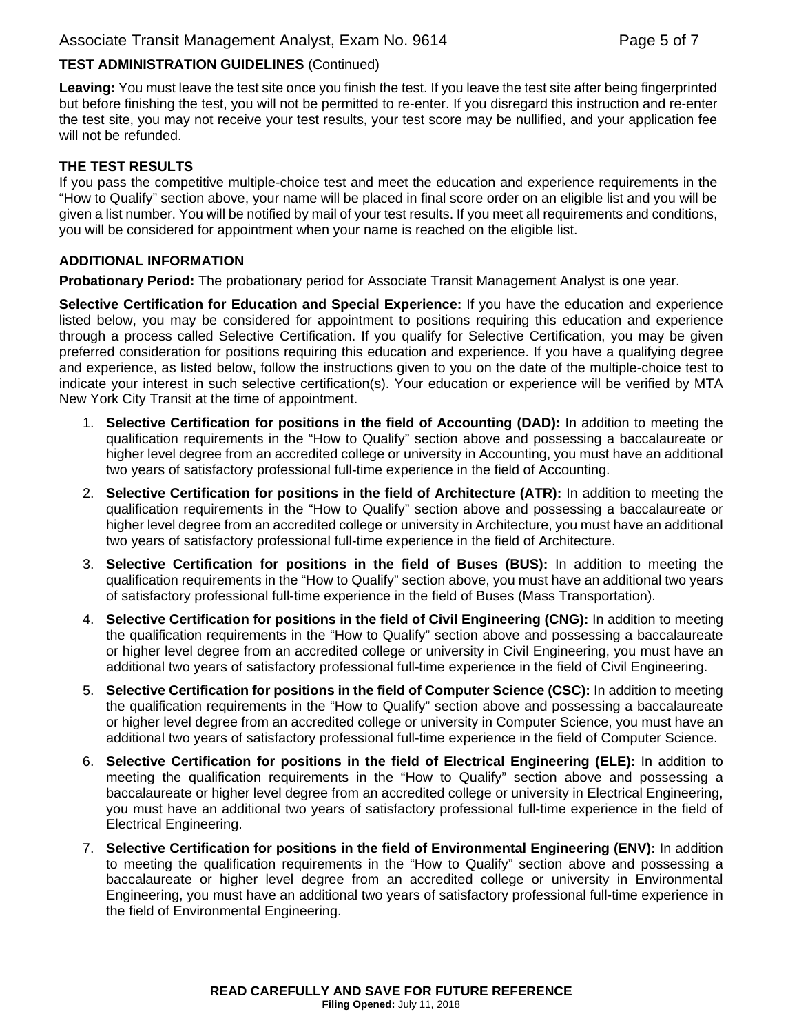## TEST ADMINISTRATION GUIDELINES (Continued)

**Leaving:** You must leave the test site once you finish the test. If you leave the test site after being fingerprinted but before finishing the test, you will not be permitted to re-enter. If you disregard this instruction and re-enter the test site, you may not receive your test results, your test score may be nullified, and your application fee will not be refunded.

## THE TEST RESULTS

If you pass the competitive multiple-choice test and meet the education and experience requirements in the "How to Qualify" section above, your name will be placed in final score order on an eligible list and you will be given a list number. You will be notified by mail of your test results. If you meet all requirements and conditions, you will be considered for appointment when your name is reached on the eligible list.

## ADDITIONAL INFORMATION

**Probationary Period:** The probationary period for Associate Transit Management Analyst is one year.

**Selective Certification for Education and Special Experience:** If you have the education and experience listed below, you may be considered for appointment to positions requiring this education and experience through a process called Selective Certification. If you qualify for Selective Certification, you may be given preferred consideration for positions requiring this education and experience. If you have a qualifying degree and experience, as listed below, follow the instructions given to you on the date of the multiple-choice test to indicate your interest in such selective certification(s). Your education or experience will be verified by MTA New York City Transit at the time of appointment.

1. **Selective Certification for positions in the field of Accounting (DAD):** In addition to meeting the qualification requirements in the "How to Qualify" section above and possessing a baccalaureate or higher level degree from an accredited college or university in Accounting, you must have an additional two years of satisfactory professional full-time experience in the field of Accounting.
2. **Selective Certification for positions in the field of Architecture (ATR):** In addition to meeting the qualification requirements in the "How to Qualify" section above and possessing a baccalaureate or higher level degree from an accredited college or university in Architecture, you must have an additional two years of satisfactory professional full-time experience in the field of Architecture.
3. **Selective Certification for positions in the field of Buses (BUS):** In addition to meeting the qualification requirements in the "How to Qualify" section above, you must have an additional two years of satisfactory professional full-time experience in the field of Buses (Mass Transportation).
4. **Selective Certification for positions in the field of Civil Engineering (CNG):** In addition to meeting the qualification requirements in the "How to Qualify" section above and possessing a baccalaureate or higher level degree from an accredited college or university in Civil Engineering, you must have an additional two years of satisfactory professional full-time experience in the field of Civil Engineering.
5. **Selective Certification for positions in the field of Computer Science (CSC):** In addition to meeting the qualification requirements in the "How to Qualify" section above and possessing a baccalaureate or higher level degree from an accredited college or university in Computer Science, you must have an additional two years of satisfactory professional full-time experience in the field of Computer Science.
6. **Selective Certification for positions in the field of Electrical Engineering (ELE):** In addition to meeting the qualification requirements in the "How to Qualify" section above and possessing a baccalaureate or higher level degree from an accredited college or university in Electrical Engineering, you must have an additional two years of satisfactory professional full-time experience in the field of Electrical Engineering.
7. **Selective Certification for positions in the field of Environmental Engineering (ENV):** In addition to meeting the qualification requirements in the "How to Qualify" section above and possessing a baccalaureate or higher level degree from an accredited college or university in Environmental Engineering, you must have an additional two years of satisfactory professional full-time experience in the field of Environmental Engineering.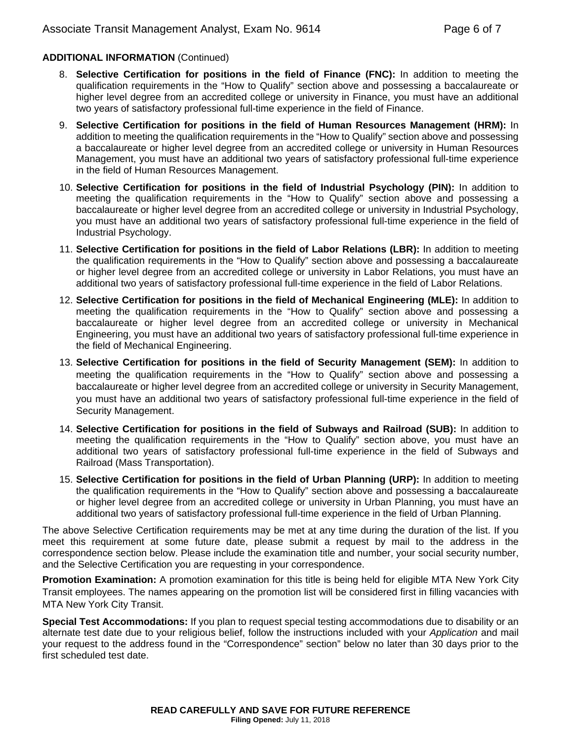**ADDITIONAL INFORMATION** (Continued)

8. **Selective Certification for positions in the field of Finance (FNC):** In addition to meeting the qualification requirements in the "How to Qualify" section above and possessing a baccalaureate or higher level degree from an accredited college or university in Finance, you must have an additional two years of satisfactory professional full-time experience in the field of Finance.

9. **Selective Certification for positions in the field of Human Resources Management (HRM):** In addition to meeting the qualification requirements in the "How to Qualify" section above and possessing a baccalaureate or higher level degree from an accredited college or university in Human Resources Management, you must have an additional two years of satisfactory professional full-time experience in the field of Human Resources Management.

10. **Selective Certification for positions in the field of Industrial Psychology (PIN):** In addition to meeting the qualification requirements in the "How to Qualify" section above and possessing a baccalaureate or higher level degree from an accredited college or university in Industrial Psychology, you must have an additional two years of satisfactory professional full-time experience in the field of Industrial Psychology.

11. **Selective Certification for positions in the field of Labor Relations (LBR):** In addition to meeting the qualification requirements in the "How to Qualify" section above and possessing a baccalaureate or higher level degree from an accredited college or university in Labor Relations, you must have an additional two years of satisfactory professional full-time experience in the field of Labor Relations.

12. **Selective Certification for positions in the field of Mechanical Engineering (MLE):** In addition to meeting the qualification requirements in the "How to Qualify" section above and possessing a baccalaureate or higher level degree from an accredited college or university in Mechanical Engineering, you must have an additional two years of satisfactory professional full-time experience in the field of Mechanical Engineering.

13. **Selective Certification for positions in the field of Security Management (SEM):** In addition to meeting the qualification requirements in the "How to Qualify" section above and possessing a baccalaureate or higher level degree from an accredited college or university in Security Management, you must have an additional two years of satisfactory professional full-time experience in the field of Security Management.

14. **Selective Certification for positions in the field of Subways and Railroad (SUB):** In addition to meeting the qualification requirements in the "How to Qualify" section above, you must have an additional two years of satisfactory professional full-time experience in the field of Subways and Railroad (Mass Transportation).

15. **Selective Certification for positions in the field of Urban Planning (URP):** In addition to meeting the qualification requirements in the "How to Qualify" section above and possessing a baccalaureate or higher level degree from an accredited college or university in Urban Planning, you must have an additional two years of satisfactory professional full-time experience in the field of Urban Planning.

The above Selective Certification requirements may be met at any time during the duration of the list. If you meet this requirement at some future date, please submit a request by mail to the address in the correspondence section below. Please include the examination title and number, your social security number, and the Selective Certification you are requesting in your correspondence.

**Promotion Examination:** A promotion examination for this title is being held for eligible MTA New York City Transit employees. The names appearing on the promotion list will be considered first in filling vacancies with MTA New York City Transit.

**Special Test Accommodations:** If you plan to request special testing accommodations due to disability or an alternate test date due to your religious belief, follow the instructions included with your *Application* and mail your request to the address found in the "Correspondence" section" below no later than 30 days prior to the first scheduled test date.

**READ CAREFULLY AND SAVE FOR FUTURE REFERENCE**
**Filing Opened:** July 11, 2018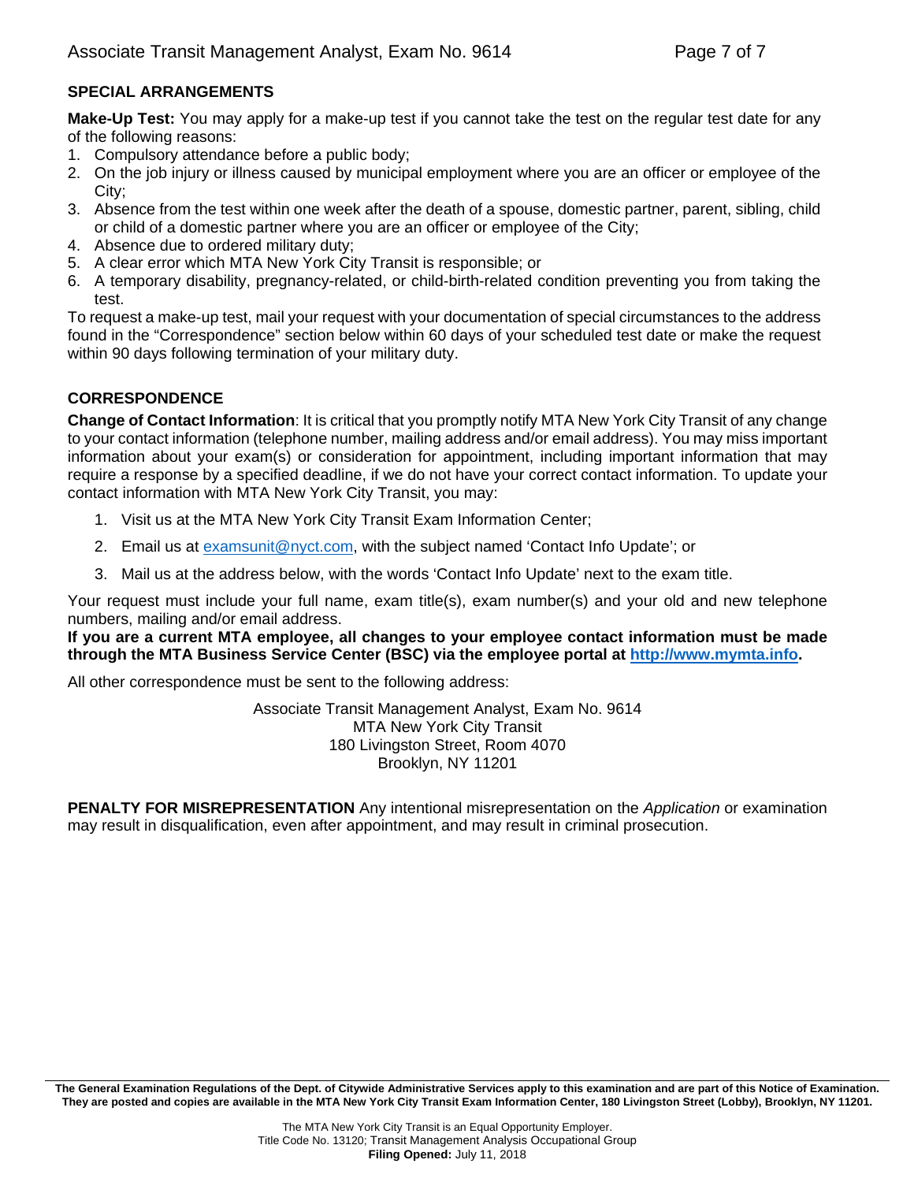## SPECIAL ARRANGEMENTS

**Make-Up Test:** You may apply for a make-up test if you cannot take the test on the regular test date for any of the following reasons:

1. Compulsory attendance before a public body;
2. On the job injury or illness caused by municipal employment where you are an officer or employee of the City;
3. Absence from the test within one week after the death of a spouse, domestic partner, parent, sibling, child or child of a domestic partner where you are an officer or employee of the City;
4. Absence due to ordered military duty;
5. A clear error which MTA New York City Transit is responsible; or
6. A temporary disability, pregnancy-related, or child-birth-related condition preventing you from taking the test.

To request a make-up test, mail your request with your documentation of special circumstances to the address found in the "Correspondence" section below within 60 days of your scheduled test date or make the request within 90 days following termination of your military duty.

## CORRESPONDENCE

**Change of Contact Information**: It is critical that you promptly notify MTA New York City Transit of any change to your contact information (telephone number, mailing address and/or email address). You may miss important information about your exam(s) or consideration for appointment, including important information that may require a response by a specified deadline, if we do not have your correct contact information. To update your contact information with MTA New York City Transit, you may:

1. Visit us at the MTA New York City Transit Exam Information Center;
2. Email us at examsunit@nyct.com, with the subject named 'Contact Info Update'; or
3. Mail us at the address below, with the words 'Contact Info Update' next to the exam title.

Your request must include your full name, exam title(s), exam number(s) and your old and new telephone numbers, mailing and/or email address.

**If you are a current MTA employee, all changes to your employee contact information must be made through the MTA Business Service Center (BSC) via the employee portal at http://www.mymta.info.**

All other correspondence must be sent to the following address:

Associate Transit Management Analyst, Exam No. 9614
MTA New York City Transit
180 Livingston Street, Room 4070
Brooklyn, NY 11201

**PENALTY FOR MISREPRESENTATION** Any intentional misrepresentation on the *Application* or examination may result in disqualification, even after appointment, and may result in criminal prosecution.

**The General Examination Regulations of the Dept. of Citywide Administrative Services apply to this examination and are part of this Notice of Examination. They are posted and copies are available in the MTA New York City Transit Exam Information Center, 180 Livingston Street (Lobby), Brooklyn, NY 11201.**

The MTA New York City Transit is an Equal Opportunity Employer.
Title Code No. 13120; Transit Management Analysis Occupational Group
**Filing Opened:** July 11, 2018